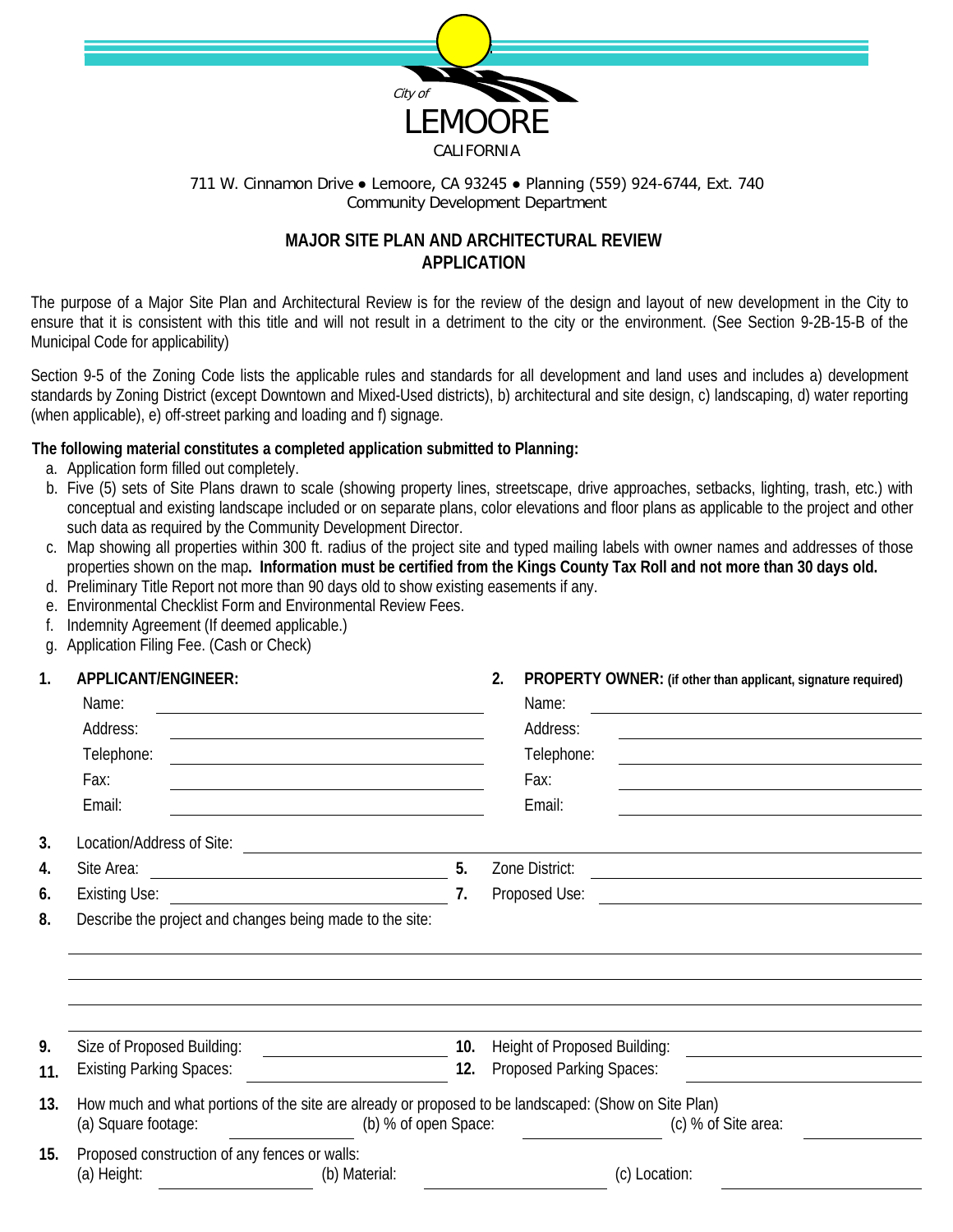City of
LEMOORE
CALIFORNIA

711 W. Cinnamon Drive ● Lemoore, CA 93245 ● Planning (559) 924-6744, Ext. 740
Community Development Department

## MAJOR SITE PLAN AND ARCHITECTURAL REVIEW APPLICATION

The purpose of a Major Site Plan and Architectural Review is for the review of the design and layout of new development in the City to ensure that it is consistent with this title and will not result in a detriment to the city or the environment. (See Section 9-2B-15-B of the Municipal Code for applicability)

Section 9-5 of the Zoning Code lists the applicable rules and standards for all development and land uses and includes a) development standards by Zoning District (except Downtown and Mixed-Used districts), b) architectural and site design, c) landscaping, d) water reporting (when applicable), e) off-street parking and loading and f) signage.

**The following material constitutes a completed application submitted to Planning:**

a. Application form filled out completely.
b. Five (5) sets of Site Plans drawn to scale (showing property lines, streetscape, drive approaches, setbacks, lighting, trash, etc.) with conceptual and existing landscape included or on separate plans, color elevations and floor plans as applicable to the project and other such data as required by the Community Development Director.
c. Map showing all properties within 300 ft. radius of the project site and typed mailing labels with owner names and addresses of those properties shown on the map**. Information must be certified from the Kings County Tax Roll and not more than 30 days old.**
d. Preliminary Title Report not more than 90 days old to show existing easements if any.
e. Environmental Checklist Form and Environmental Review Fees.
f. Indemnity Agreement (If deemed applicable.)
g. Application Filing Fee. (Cash or Check)

**1. APPLICANT/ENGINEER:**

Name: ______________________
Address: ______________________
Telephone: ______________________
Fax: ______________________
Email: ______________________

**2. PROPERTY OWNER:** **(if other than applicant, signature required)**

Name: ______________________
Address: ______________________
Telephone: ______________________
Fax: ______________________
Email: ______________________

**3.** Location/Address of Site: ______________________

**4.** Site Area: ______________________ **5.** Zone District: ______________________

**6.** Existing Use: ______________________ **7.** Proposed Use: ______________________

**8.** Describe the project and changes being made to the site:

______________________
______________________
______________________
______________________

**9.** Size of Proposed Building: ______________________ **10.** Height of Proposed Building: ______________________

**11.** Existing Parking Spaces: ______________________ **12.** Proposed Parking Spaces: ______________________

**13.** How much and what portions of the site are already or proposed to be landscaped: (Show on Site Plan)
(a) Square footage: ______________________ (b) % of open Space: ______________________ (c) % of Site area: ______________________

**15.** Proposed construction of any fences or walls:
(a) Height: ______________________ (b) Material: ______________________ (c) Location: ______________________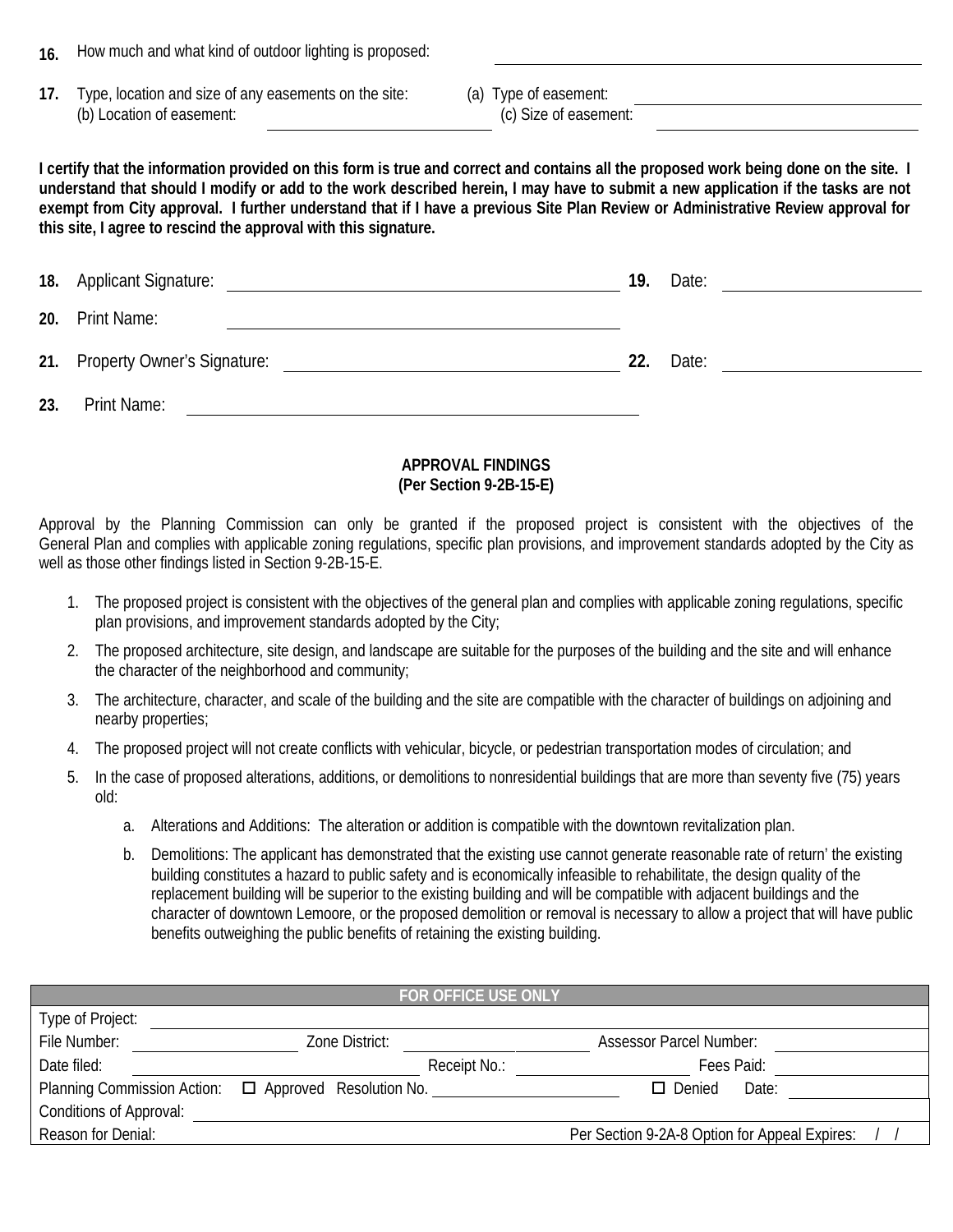**16.** How much and what kind of outdoor lighting is proposed: ______________________________

**17.** Type, location and size of any easements on the site: (a) Type of easement: ______________________________
(b) Location of easement: ______________________ (c) Size of easement: ______________________

**I certify that the information provided on this form is true and correct and contains all the proposed work being done on the site. I understand that should I modify or add to the work described herein, I may have to submit a new application if the tasks are not exempt from City approval. I further understand that if I have a previous Site Plan Review or Administrative Review approval for this site, I agree to rescind the approval with this signature.**

**18.** Applicant Signature: ______________________________ **19.** Date: ______________________

**20.** Print Name: ______________________________

**21.** Property Owner's Signature: ______________________________ **22.** Date: ______________________

**23.** Print Name: ______________________________

## APPROVAL FINDINGS
### (Per Section 9-2B-15-E)

Approval by the Planning Commission can only be granted if the proposed project is consistent with the objectives of the General Plan and complies with applicable zoning regulations, specific plan provisions, and improvement standards adopted by the City as well as those other findings listed in Section 9-2B-15-E.

1. The proposed project is consistent with the objectives of the general plan and complies with applicable zoning regulations, specific plan provisions, and improvement standards adopted by the City;
2. The proposed architecture, site design, and landscape are suitable for the purposes of the building and the site and will enhance the character of the neighborhood and community;
3. The architecture, character, and scale of the building and the site are compatible with the character of buildings on adjoining and nearby properties;
4. The proposed project will not create conflicts with vehicular, bicycle, or pedestrian transportation modes of circulation; and
5. In the case of proposed alterations, additions, or demolitions to nonresidential buildings that are more than seventy five (75) years old:
   a. Alterations and Additions: The alteration or addition is compatible with the downtown revitalization plan.
   b. Demolitions: The applicant has demonstrated that the existing use cannot generate reasonable rate of return' the existing building constitutes a hazard to public safety and is economically infeasible to rehabilitate, the design quality of the replacement building will be superior to the existing building and will be compatible with adjacent buildings and the character of downtown Lemoore, or the proposed demolition or removal is necessary to allow a project that will have public benefits outweighing the public benefits of retaining the existing building.

| FOR OFFICE USE ONLY | | | | | |
|---|---|---|---|---|---|
| Type of Project: | | | | | |
| File Number: | | Zone District: | | Assessor Parcel Number: | |
| Date filed: | | Receipt No.: | | Fees Paid: | |
| Planning Commission Action: | ☐ Approved Resolution No. | | | ☐ Denied | Date: |
| Conditions of Approval: | | | | | |
| Reason for Denial: | | | | Per Section 9-2A-8 Option for Appeal Expires: / / | |